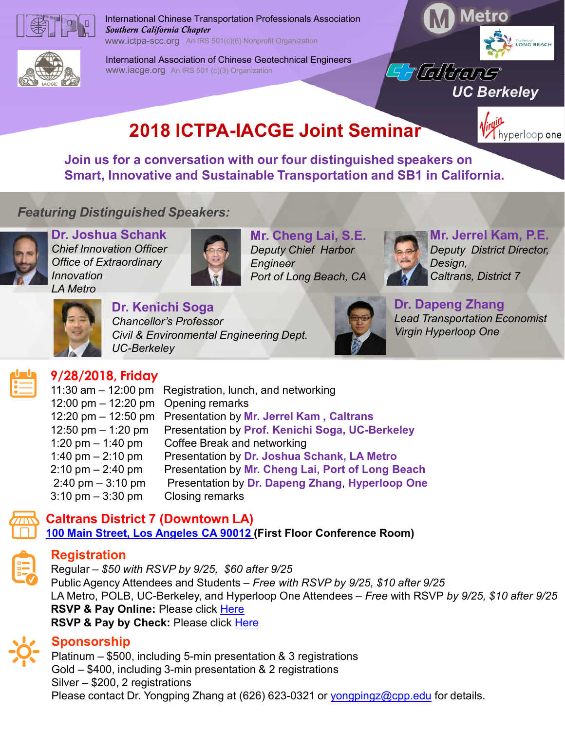International Chinese Transportation Professionals Association
*Southern California Chapter*
www.ictpa-scc.org An IRS 501(c)(6) Nonprofit Organization

International Association of Chinese Geotechnical Engineers
www.iacge.org An IRS 501 (c)(3) Organization

Metro
The Port of Long Beach
Caltrans
UC Berkeley
Virgin hyperloop one

# 2018 ICTPA-IACGE Joint Seminar

**Join us for a conversation with our four distinguished speakers on Smart, Innovative and Sustainable Transportation and SB1 in California.**

## *Featuring Distinguished Speakers:*

**Dr. Joshua Schank**
*Chief Innovation Officer*
*Office of Extraordinary Innovation*
*LA Metro*

**Mr. Cheng Lai, S.E.**
*Deputy Chief Harbor Engineer*
*Port of Long Beach, CA*

**Mr. Jerrel Kam, P.E.**
*Deputy District Director, Design,*
*Caltrans, District 7*

**Dr. Kenichi Soga**
*Chancellor's Professor*
*Civil & Environmental Engineering Dept.*
*UC-Berkeley*

**Dr. Dapeng Zhang**
*Lead Transportation Economist*
*Virgin Hyperloop One*

## 9/28/2018, Friday

| | |
|---|---|
| 11:30 am – 12:00 pm | Registration, lunch, and networking |
| 12:00 pm – 12:20 pm | Opening remarks |
| 12:20 pm – 12:50 pm | Presentation by **Mr. Jerrel Kam , Caltrans** |
| 12:50 pm – 1:20 pm | Presentation by **Prof. Kenichi Soga, UC-Berkeley** |
| 1:20 pm – 1:40 pm | Coffee Break and networking |
| 1:40 pm – 2:10 pm | Presentation by **Dr. Joshua Schank, LA Metro** |
| 2:10 pm – 2:40 pm | Presentation by **Mr. Cheng Lai, Port of Long Beach** |
| 2:40 pm – 3:10 pm | Presentation by **Dr. Dapeng Zhang**, **Hyperloop One** |
| 3:10 pm – 3:30 pm | Closing remarks |

## Caltrans District 7 (Downtown LA)

[100 Main Street, Los Angeles CA 90012](#) **(First Floor Conference Room)**

## Registration

Regular – *$50 with RSVP by 9/25, $60 after 9/25*
Public Agency Attendees and Students – *Free with RSVP by 9/25, $10 after 9/25*
LA Metro, POLB, UC-Berkeley, and Hyperloop One Attendees – *Free* with RSVP *by 9/25, $10 after 9/25*
**RSVP & Pay Online:** Please click Here
**RSVP & Pay by Check:** Please click Here

## Sponsorship

Platinum – $500, including 5-min presentation & 3 registrations
Gold – $400, including 3-min presentation & 2 registrations
Silver – $200, 2 registrations
Please contact Dr. Yongping Zhang at (626) 623-0321 or yongpingz@cpp.edu for details.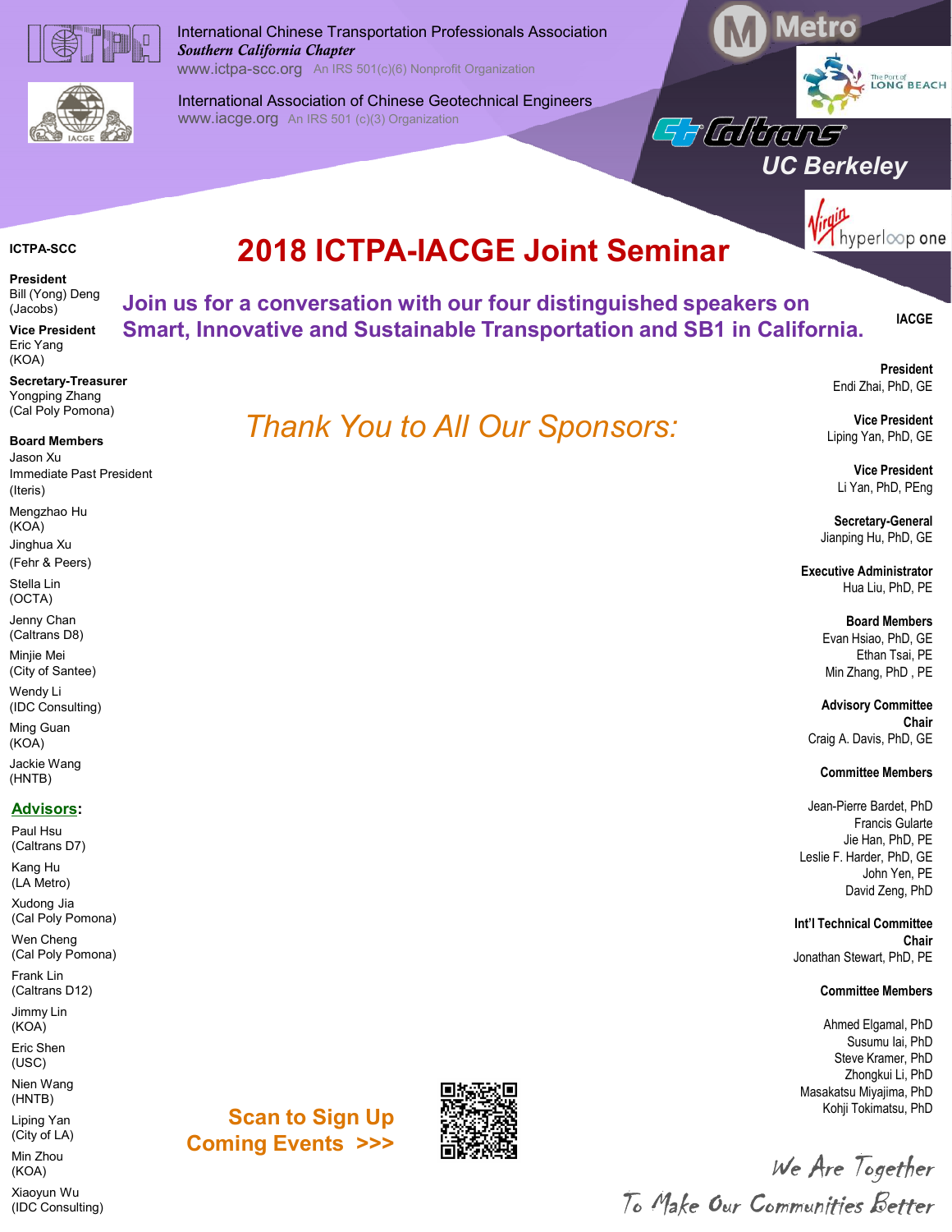International Chinese Transportation Professionals Association
***Southern California Chapter***
www.ictpa-scc.org An IRS 501(c)(6) Nonprofit Organization

International Association of Chinese Geotechnical Engineers
www.iacge.org An IRS 501 (c)(3) Organization

Metro

The Port of LONG BEACH

Caltrans

UC Berkeley

Virgin hyperloop one

# 2018 ICTPA-IACGE Joint Seminar

## Join us for a conversation with our four distinguished speakers on Smart, Innovative and Sustainable Transportation and SB1 in California.

*Thank You to All Our Sponsors:*

**ICTPA-SCC**

**President**
Bill (Yong) Deng
(Jacobs)

**Vice President**
Eric Yang
(KOA)

**Secretary-Treasurer**
Yongping Zhang
(Cal Poly Pomona)

**Board Members**
Jason Xu
Immediate Past President
(Iteris)

Mengzhao Hu
(KOA)

Jinghua Xu
(Fehr & Peers)

Stella Lin
(OCTA)

Jenny Chan
(Caltrans D8)

Minjie Mei
(City of Santee)

Wendy Li
(IDC Consulting)

Ming Guan
(KOA)

Jackie Wang
(HNTB)

**Advisors:**

Paul Hsu
(Caltrans D7)

Kang Hu
(LA Metro)

Xudong Jia
(Cal Poly Pomona)

Wen Cheng
(Cal Poly Pomona)

Frank Lin
(Caltrans D12)

Jimmy Lin
(KOA)

Eric Shen
(USC)

Nien Wang
(HNTB)

Liping Yan
(City of LA)

Min Zhou
(KOA)

Xiaoyun Wu
(IDC Consulting)

**IACGE**

**President**
Endi Zhai, PhD, GE

**Vice President**
Liping Yan, PhD, GE

**Vice President**
Li Yan, PhD, PEng

**Secretary-General**
Jianping Hu, PhD, GE

**Executive Administrator**
Hua Liu, PhD, PE

**Board Members**
Evan Hsiao, PhD, GE
Ethan Tsai, PE
Min Zhang, PhD , PE

**Advisory Committee Chair**
Craig A. Davis, PhD, GE

**Committee Members**

Jean-Pierre Bardet, PhD
Francis Gularte
Jie Han, PhD, PE
Leslie F. Harder, PhD, GE
John Yen, PE
David Zeng, PhD

**Int'l Technical Committee Chair**
Jonathan Stewart, PhD, PE

**Committee Members**

Ahmed Elgamal, PhD
Susumu Iai, PhD
Steve Kramer, PhD
Zhongkui Li, PhD
Masakatsu Miyajima, PhD
Kohji Tokimatsu, PhD

**Scan to Sign Up Coming Events >>>**

*We Are Together To Make Our Communities Better*